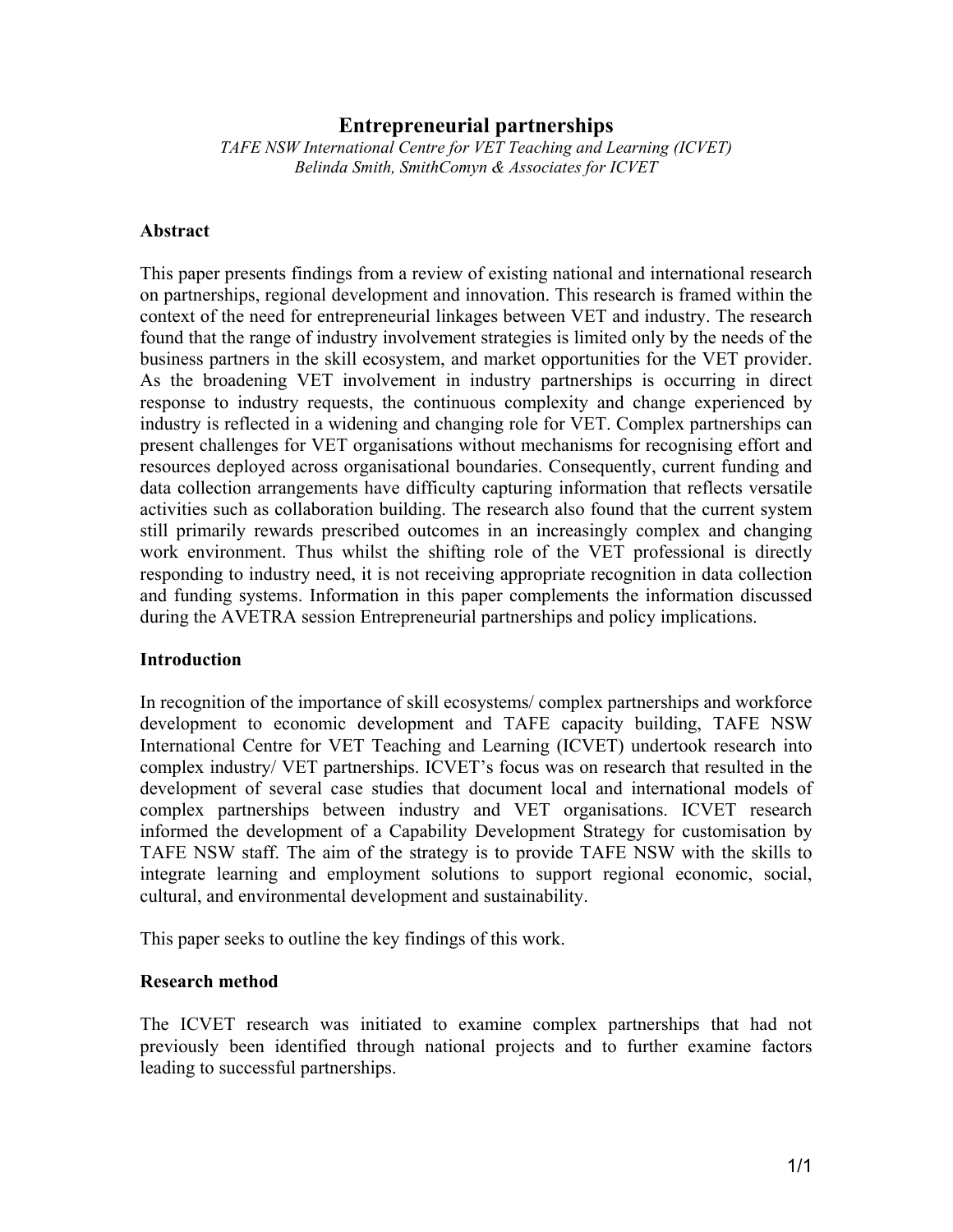# Entrepreneurial partnerships

*TAFE NSW International Centre for VET Teaching and Learning (ICVET)*
*Belinda Smith, SmithComyn & Associates for ICVET*

## Abstract

This paper presents findings from a review of existing national and international research on partnerships, regional development and innovation. This research is framed within the context of the need for entrepreneurial linkages between VET and industry. The research found that the range of industry involvement strategies is limited only by the needs of the business partners in the skill ecosystem, and market opportunities for the VET provider. As the broadening VET involvement in industry partnerships is occurring in direct response to industry requests, the continuous complexity and change experienced by industry is reflected in a widening and changing role for VET. Complex partnerships can present challenges for VET organisations without mechanisms for recognising effort and resources deployed across organisational boundaries. Consequently, current funding and data collection arrangements have difficulty capturing information that reflects versatile activities such as collaboration building. The research also found that the current system still primarily rewards prescribed outcomes in an increasingly complex and changing work environment. Thus whilst the shifting role of the VET professional is directly responding to industry need, it is not receiving appropriate recognition in data collection and funding systems. Information in this paper complements the information discussed during the AVETRA session Entrepreneurial partnerships and policy implications.

## Introduction

In recognition of the importance of skill ecosystems/ complex partnerships and workforce development to economic development and TAFE capacity building, TAFE NSW International Centre for VET Teaching and Learning (ICVET) undertook research into complex industry/ VET partnerships. ICVET's focus was on research that resulted in the development of several case studies that document local and international models of complex partnerships between industry and VET organisations. ICVET research informed the development of a Capability Development Strategy for customisation by TAFE NSW staff. The aim of the strategy is to provide TAFE NSW with the skills to integrate learning and employment solutions to support regional economic, social, cultural, and environmental development and sustainability.

This paper seeks to outline the key findings of this work.

## Research method

The ICVET research was initiated to examine complex partnerships that had not previously been identified through national projects and to further examine factors leading to successful partnerships.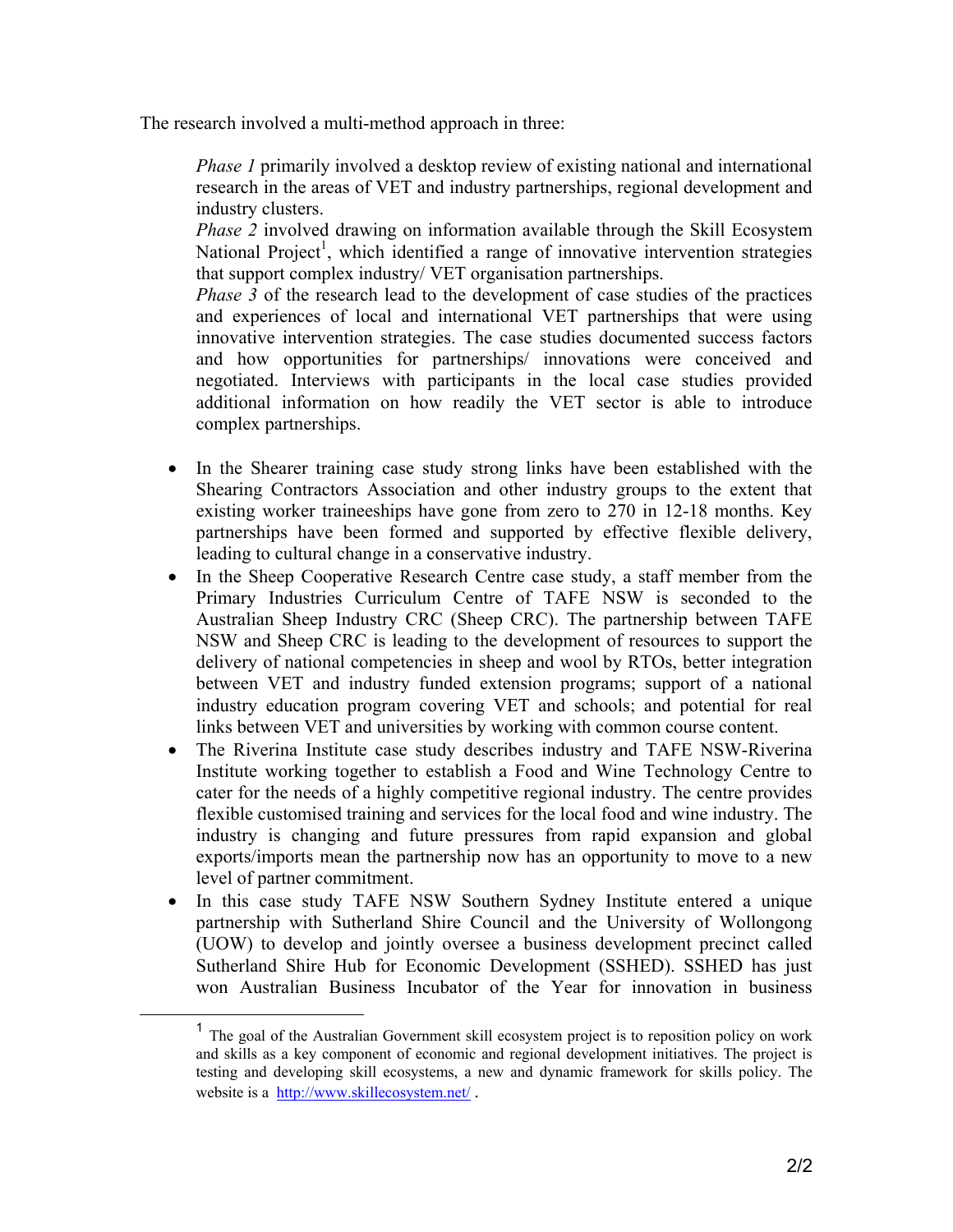The research involved a multi-method approach in three:

> *Phase 1* primarily involved a desktop review of existing national and international research in the areas of VET and industry partnerships, regional development and industry clusters.
>
> *Phase 2* involved drawing on information available through the Skill Ecosystem National Project[1], which identified a range of innovative intervention strategies that support complex industry/ VET organisation partnerships.
>
> *Phase 3* of the research lead to the development of case studies of the practices and experiences of local and international VET partnerships that were using innovative intervention strategies. The case studies documented success factors and how opportunities for partnerships/ innovations were conceived and negotiated. Interviews with participants in the local case studies provided additional information on how readily the VET sector is able to introduce complex partnerships.

- In the Shearer training case study strong links have been established with the Shearing Contractors Association and other industry groups to the extent that existing worker traineeships have gone from zero to 270 in 12-18 months. Key partnerships have been formed and supported by effective flexible delivery, leading to cultural change in a conservative industry.
- In the Sheep Cooperative Research Centre case study, a staff member from the Primary Industries Curriculum Centre of TAFE NSW is seconded to the Australian Sheep Industry CRC (Sheep CRC). The partnership between TAFE NSW and Sheep CRC is leading to the development of resources to support the delivery of national competencies in sheep and wool by RTOs, better integration between VET and industry funded extension programs; support of a national industry education program covering VET and schools; and potential for real links between VET and universities by working with common course content.
- The Riverina Institute case study describes industry and TAFE NSW-Riverina Institute working together to establish a Food and Wine Technology Centre to cater for the needs of a highly competitive regional industry. The centre provides flexible customised training and services for the local food and wine industry. The industry is changing and future pressures from rapid expansion and global exports/imports mean the partnership now has an opportunity to move to a new level of partner commitment.
- In this case study TAFE NSW Southern Sydney Institute entered a unique partnership with Sutherland Shire Council and the University of Wollongong (UOW) to develop and jointly oversee a business development precinct called Sutherland Shire Hub for Economic Development (SSHED). SSHED has just won Australian Business Incubator of the Year for innovation in business

[1] The goal of the Australian Government skill ecosystem project is to reposition policy on work and skills as a key component of economic and regional development initiatives. The project is testing and developing skill ecosystems, a new and dynamic framework for skills policy. The website is a http://www.skillecosystem.net/ .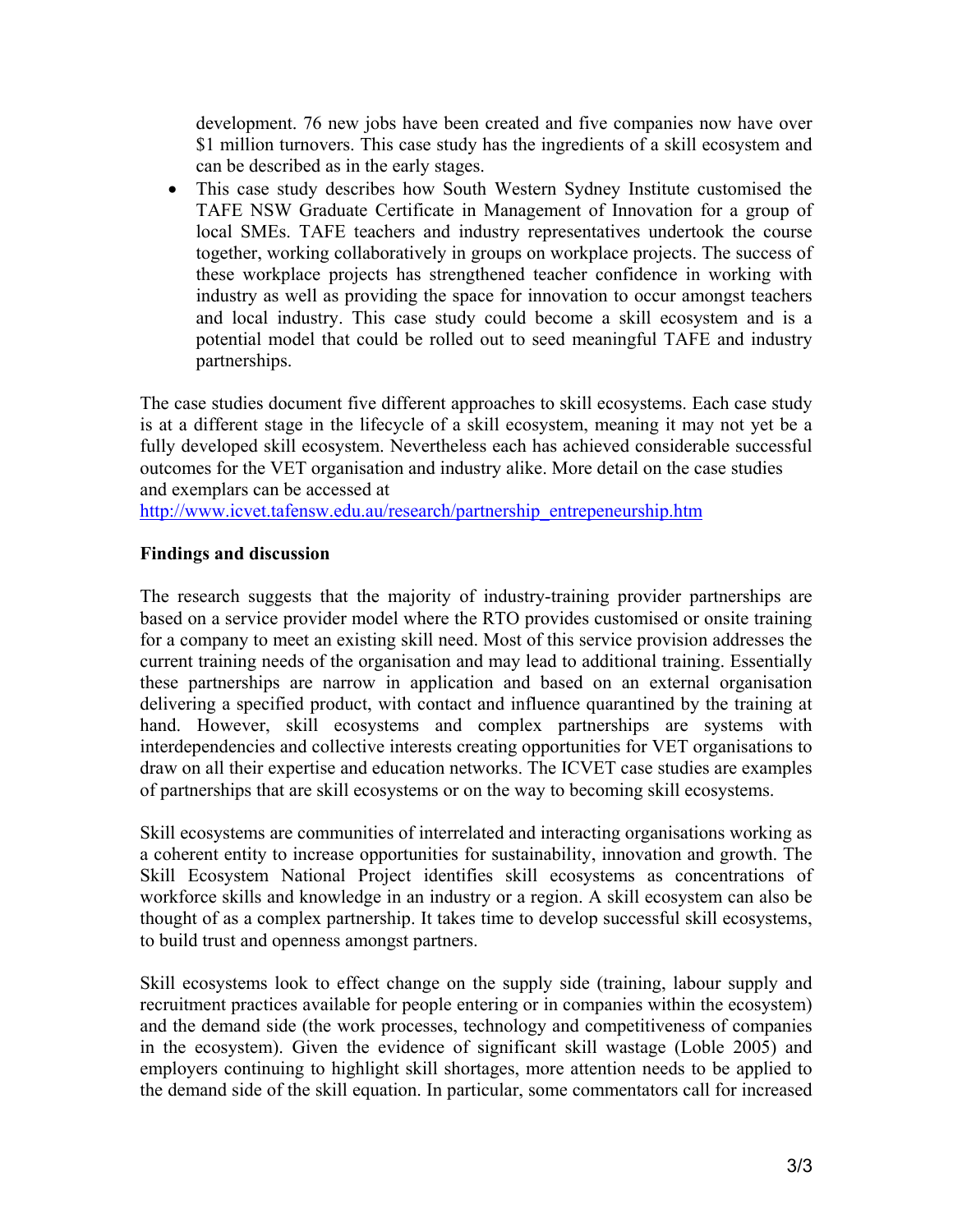development. 76 new jobs have been created and five companies now have over $1 million turnovers. This case study has the ingredients of a skill ecosystem and can be described as in the early stages.

- This case study describes how South Western Sydney Institute customised the TAFE NSW Graduate Certificate in Management of Innovation for a group of local SMEs. TAFE teachers and industry representatives undertook the course together, working collaboratively in groups on workplace projects. The success of these workplace projects has strengthened teacher confidence in working with industry as well as providing the space for innovation to occur amongst teachers and local industry. This case study could become a skill ecosystem and is a potential model that could be rolled out to seed meaningful TAFE and industry partnerships.

The case studies document five different approaches to skill ecosystems. Each case study is at a different stage in the lifecycle of a skill ecosystem, meaning it may not yet be a fully developed skill ecosystem. Nevertheless each has achieved considerable successful outcomes for the VET organisation and industry alike. More detail on the case studies and exemplars can be accessed at http://www.icvet.tafensw.edu.au/research/partnership_entrepeneurship.htm

**Findings and discussion**

The research suggests that the majority of industry-training provider partnerships are based on a service provider model where the RTO provides customised or onsite training for a company to meet an existing skill need. Most of this service provision addresses the current training needs of the organisation and may lead to additional training. Essentially these partnerships are narrow in application and based on an external organisation delivering a specified product, with contact and influence quarantined by the training at hand. However, skill ecosystems and complex partnerships are systems with interdependencies and collective interests creating opportunities for VET organisations to draw on all their expertise and education networks. The ICVET case studies are examples of partnerships that are skill ecosystems or on the way to becoming skill ecosystems.

Skill ecosystems are communities of interrelated and interacting organisations working as a coherent entity to increase opportunities for sustainability, innovation and growth. The Skill Ecosystem National Project identifies skill ecosystems as concentrations of workforce skills and knowledge in an industry or a region. A skill ecosystem can also be thought of as a complex partnership. It takes time to develop successful skill ecosystems, to build trust and openness amongst partners.

Skill ecosystems look to effect change on the supply side (training, labour supply and recruitment practices available for people entering or in companies within the ecosystem) and the demand side (the work processes, technology and competitiveness of companies in the ecosystem). Given the evidence of significant skill wastage (Loble 2005) and employers continuing to highlight skill shortages, more attention needs to be applied to the demand side of the skill equation. In particular, some commentators call for increased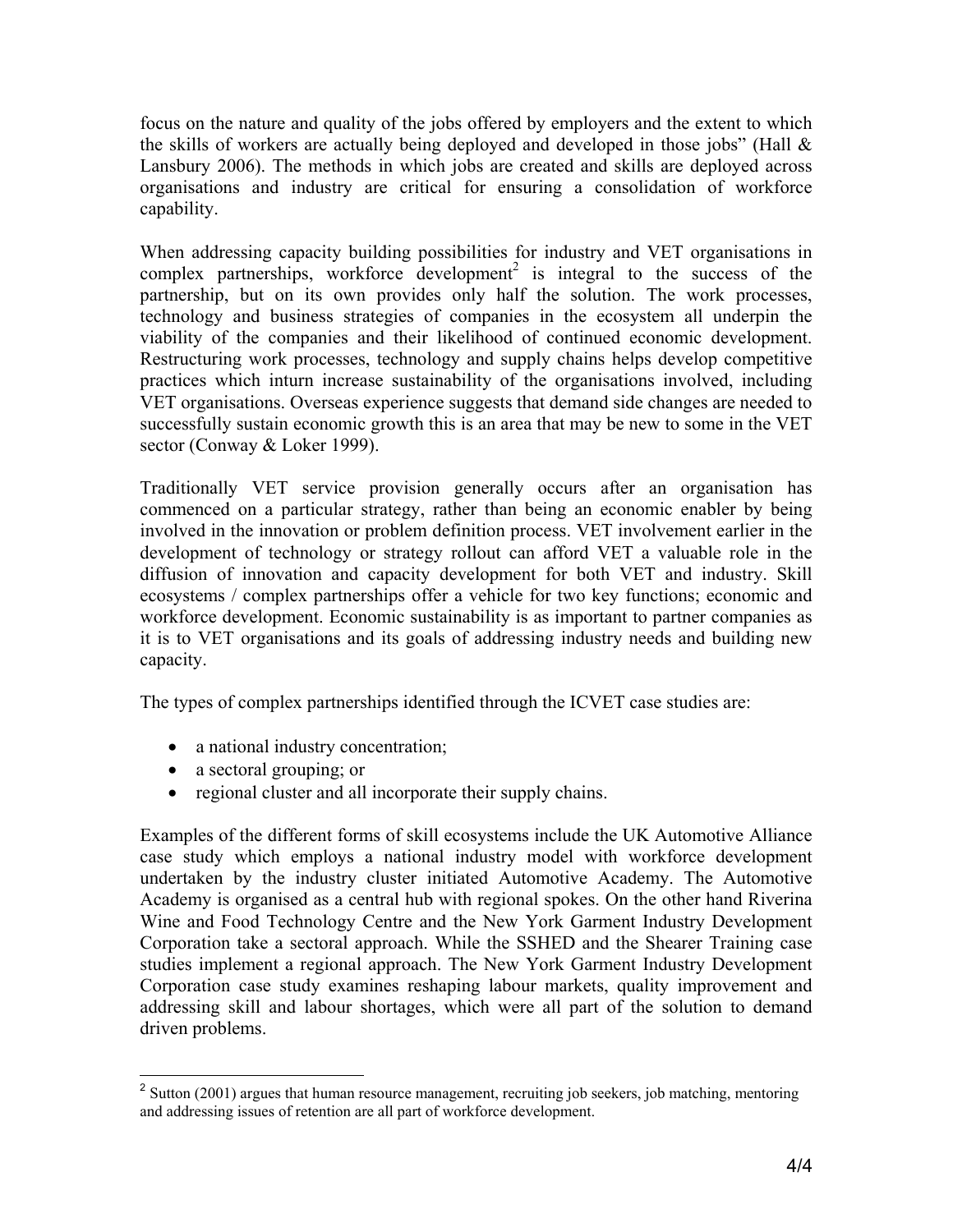focus on the nature and quality of the jobs offered by employers and the extent to which the skills of workers are actually being deployed and developed in those jobs" (Hall & Lansbury 2006). The methods in which jobs are created and skills are deployed across organisations and industry are critical for ensuring a consolidation of workforce capability.

When addressing capacity building possibilities for industry and VET organisations in complex partnerships, workforce development[2] is integral to the success of the partnership, but on its own provides only half the solution. The work processes, technology and business strategies of companies in the ecosystem all underpin the viability of the companies and their likelihood of continued economic development. Restructuring work processes, technology and supply chains helps develop competitive practices which inturn increase sustainability of the organisations involved, including VET organisations. Overseas experience suggests that demand side changes are needed to successfully sustain economic growth this is an area that may be new to some in the VET sector (Conway & Loker 1999).

Traditionally VET service provision generally occurs after an organisation has commenced on a particular strategy, rather than being an economic enabler by being involved in the innovation or problem definition process. VET involvement earlier in the development of technology or strategy rollout can afford VET a valuable role in the diffusion of innovation and capacity development for both VET and industry. Skill ecosystems / complex partnerships offer a vehicle for two key functions; economic and workforce development. Economic sustainability is as important to partner companies as it is to VET organisations and its goals of addressing industry needs and building new capacity.

The types of complex partnerships identified through the ICVET case studies are:

- a national industry concentration;
- a sectoral grouping; or
- regional cluster and all incorporate their supply chains.

Examples of the different forms of skill ecosystems include the UK Automotive Alliance case study which employs a national industry model with workforce development undertaken by the industry cluster initiated Automotive Academy. The Automotive Academy is organised as a central hub with regional spokes. On the other hand Riverina Wine and Food Technology Centre and the New York Garment Industry Development Corporation take a sectoral approach. While the SSHED and the Shearer Training case studies implement a regional approach. The New York Garment Industry Development Corporation case study examines reshaping labour markets, quality improvement and addressing skill and labour shortages, which were all part of the solution to demand driven problems.

[2] Sutton (2001) argues that human resource management, recruiting job seekers, job matching, mentoring and addressing issues of retention are all part of workforce development.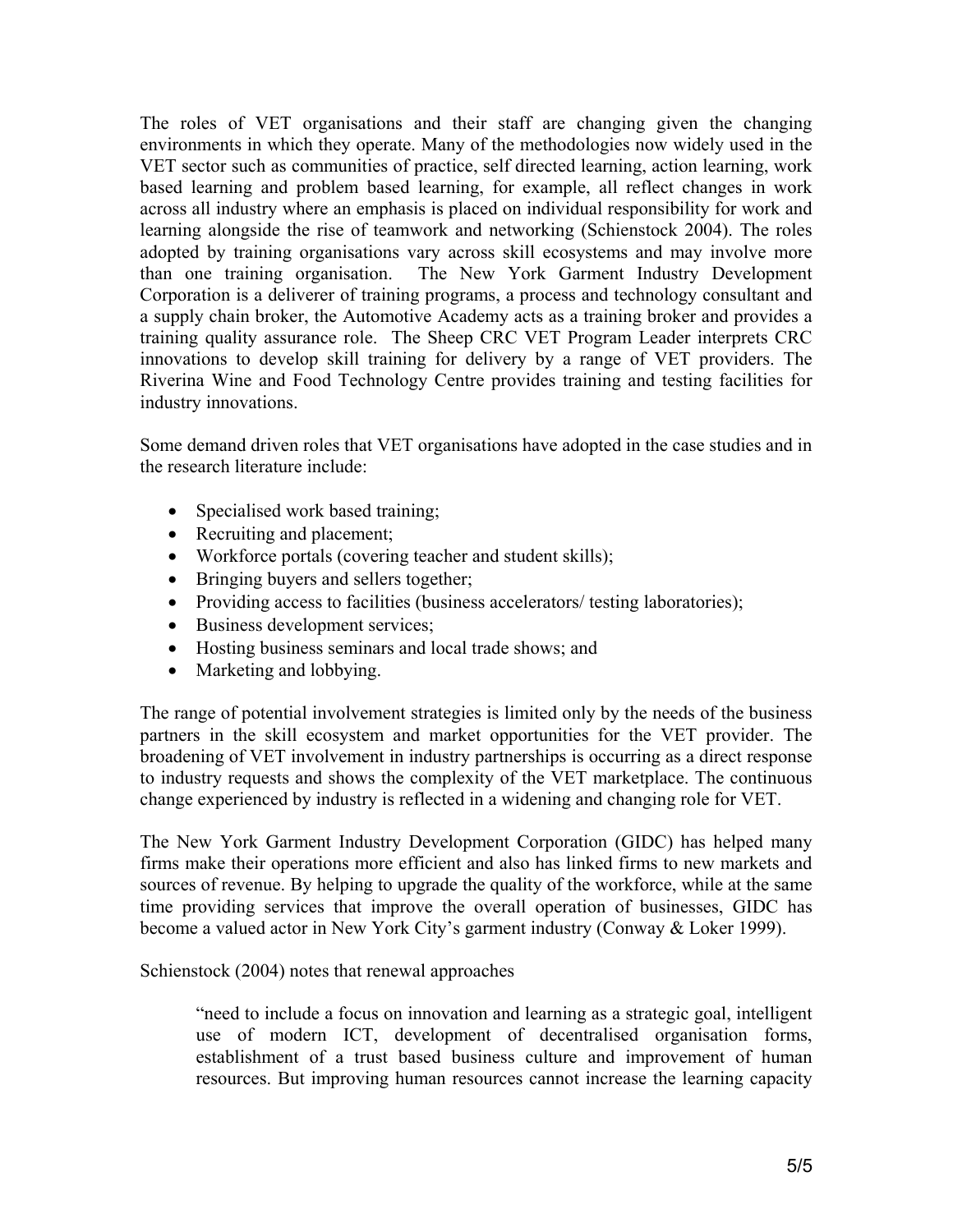The roles of VET organisations and their staff are changing given the changing environments in which they operate. Many of the methodologies now widely used in the VET sector such as communities of practice, self directed learning, action learning, work based learning and problem based learning, for example, all reflect changes in work across all industry where an emphasis is placed on individual responsibility for work and learning alongside the rise of teamwork and networking (Schienstock 2004). The roles adopted by training organisations vary across skill ecosystems and may involve more than one training organisation. The New York Garment Industry Development Corporation is a deliverer of training programs, a process and technology consultant and a supply chain broker, the Automotive Academy acts as a training broker and provides a training quality assurance role. The Sheep CRC VET Program Leader interprets CRC innovations to develop skill training for delivery by a range of VET providers. The Riverina Wine and Food Technology Centre provides training and testing facilities for industry innovations.

Some demand driven roles that VET organisations have adopted in the case studies and in the research literature include:

- Specialised work based training;
- Recruiting and placement;
- Workforce portals (covering teacher and student skills);
- Bringing buyers and sellers together;
- Providing access to facilities (business accelerators/ testing laboratories);
- Business development services;
- Hosting business seminars and local trade shows; and
- Marketing and lobbying.

The range of potential involvement strategies is limited only by the needs of the business partners in the skill ecosystem and market opportunities for the VET provider. The broadening of VET involvement in industry partnerships is occurring as a direct response to industry requests and shows the complexity of the VET marketplace. The continuous change experienced by industry is reflected in a widening and changing role for VET.

The New York Garment Industry Development Corporation (GIDC) has helped many firms make their operations more efficient and also has linked firms to new markets and sources of revenue. By helping to upgrade the quality of the workforce, while at the same time providing services that improve the overall operation of businesses, GIDC has become a valued actor in New York City's garment industry (Conway & Loker 1999).

Schienstock (2004) notes that renewal approaches

> "need to include a focus on innovation and learning as a strategic goal, intelligent use of modern ICT, development of decentralised organisation forms, establishment of a trust based business culture and improvement of human resources. But improving human resources cannot increase the learning capacity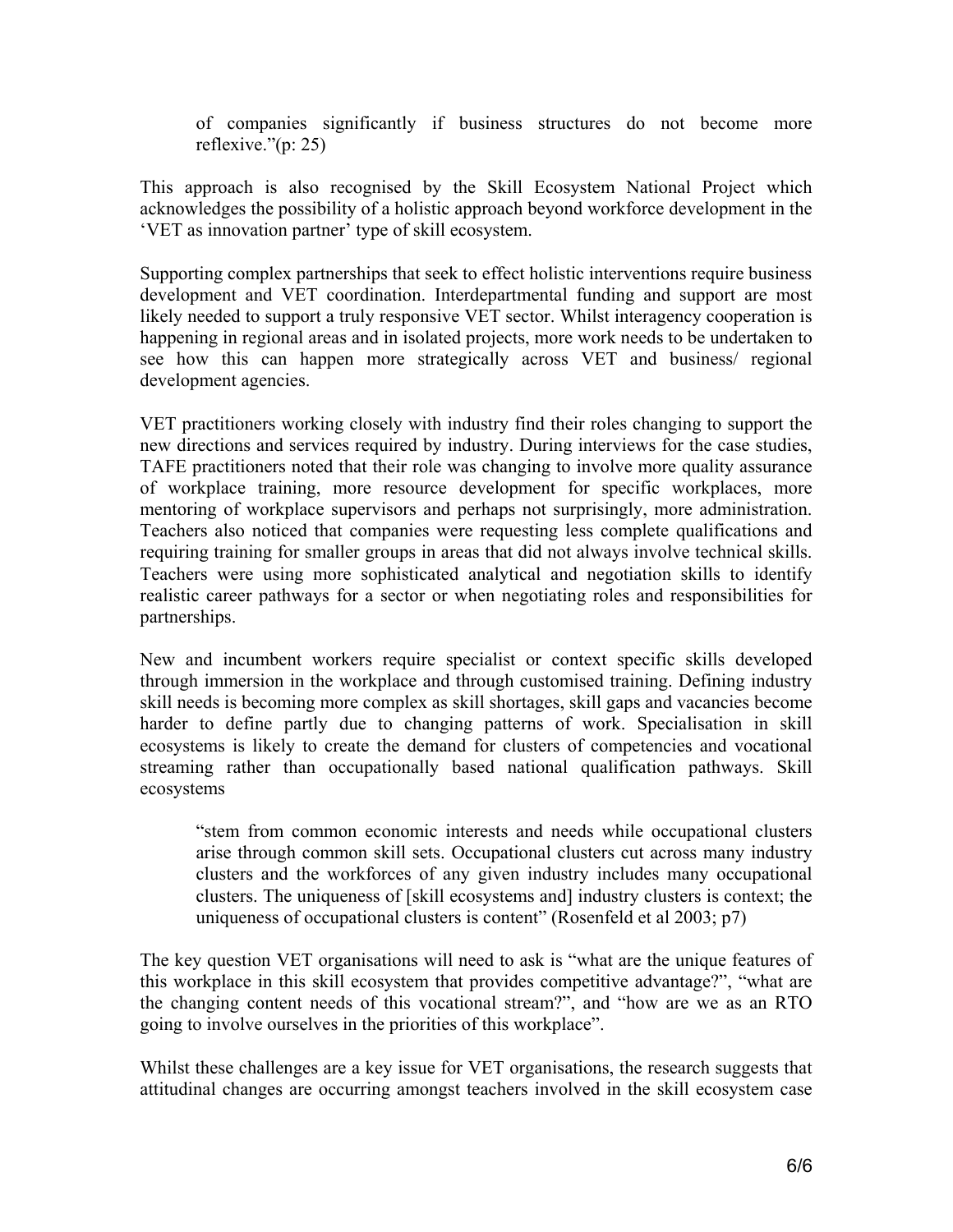> of companies significantly if business structures do not become more reflexive."(p: 25)

This approach is also recognised by the Skill Ecosystem National Project which acknowledges the possibility of a holistic approach beyond workforce development in the 'VET as innovation partner' type of skill ecosystem.

Supporting complex partnerships that seek to effect holistic interventions require business development and VET coordination. Interdepartmental funding and support are most likely needed to support a truly responsive VET sector. Whilst interagency cooperation is happening in regional areas and in isolated projects, more work needs to be undertaken to see how this can happen more strategically across VET and business/ regional development agencies.

VET practitioners working closely with industry find their roles changing to support the new directions and services required by industry. During interviews for the case studies, TAFE practitioners noted that their role was changing to involve more quality assurance of workplace training, more resource development for specific workplaces, more mentoring of workplace supervisors and perhaps not surprisingly, more administration. Teachers also noticed that companies were requesting less complete qualifications and requiring training for smaller groups in areas that did not always involve technical skills. Teachers were using more sophisticated analytical and negotiation skills to identify realistic career pathways for a sector or when negotiating roles and responsibilities for partnerships.

New and incumbent workers require specialist or context specific skills developed through immersion in the workplace and through customised training. Defining industry skill needs is becoming more complex as skill shortages, skill gaps and vacancies become harder to define partly due to changing patterns of work. Specialisation in skill ecosystems is likely to create the demand for clusters of competencies and vocational streaming rather than occupationally based national qualification pathways. Skill ecosystems

> "stem from common economic interests and needs while occupational clusters arise through common skill sets. Occupational clusters cut across many industry clusters and the workforces of any given industry includes many occupational clusters. The uniqueness of [skill ecosystems and] industry clusters is context; the uniqueness of occupational clusters is content" (Rosenfeld et al 2003; p7)

The key question VET organisations will need to ask is "what are the unique features of this workplace in this skill ecosystem that provides competitive advantage?", "what are the changing content needs of this vocational stream?", and "how are we as an RTO going to involve ourselves in the priorities of this workplace".

Whilst these challenges are a key issue for VET organisations, the research suggests that attitudinal changes are occurring amongst teachers involved in the skill ecosystem case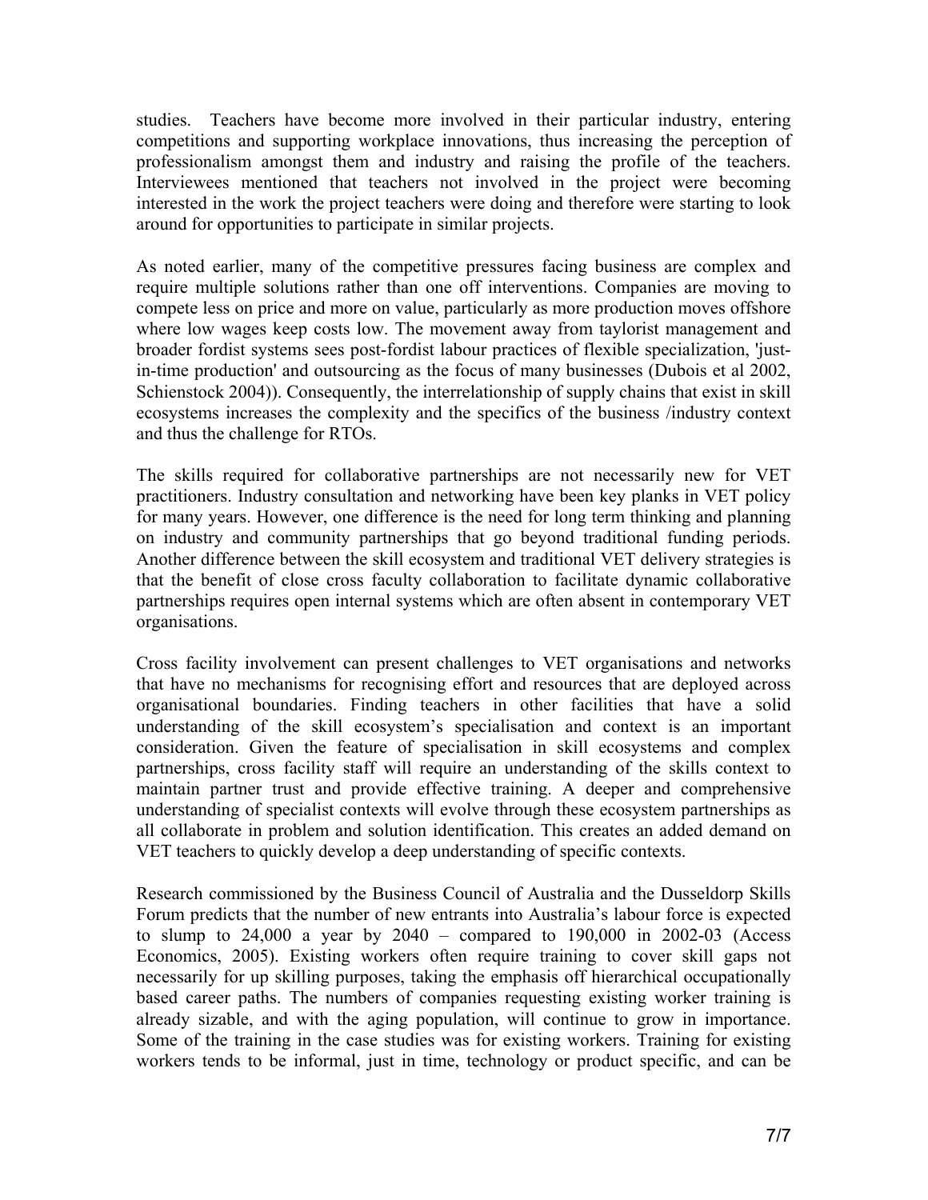studies. Teachers have become more involved in their particular industry, entering competitions and supporting workplace innovations, thus increasing the perception of professionalism amongst them and industry and raising the profile of the teachers. Interviewees mentioned that teachers not involved in the project were becoming interested in the work the project teachers were doing and therefore were starting to look around for opportunities to participate in similar projects.

As noted earlier, many of the competitive pressures facing business are complex and require multiple solutions rather than one off interventions. Companies are moving to compete less on price and more on value, particularly as more production moves offshore where low wages keep costs low. The movement away from taylorist management and broader fordist systems sees post-fordist labour practices of flexible specialization, 'just-in-time production' and outsourcing as the focus of many businesses (Dubois et al 2002, Schienstock 2004)). Consequently, the interrelationship of supply chains that exist in skill ecosystems increases the complexity and the specifics of the business /industry context and thus the challenge for RTOs.

The skills required for collaborative partnerships are not necessarily new for VET practitioners. Industry consultation and networking have been key planks in VET policy for many years. However, one difference is the need for long term thinking and planning on industry and community partnerships that go beyond traditional funding periods. Another difference between the skill ecosystem and traditional VET delivery strategies is that the benefit of close cross faculty collaboration to facilitate dynamic collaborative partnerships requires open internal systems which are often absent in contemporary VET organisations.

Cross facility involvement can present challenges to VET organisations and networks that have no mechanisms for recognising effort and resources that are deployed across organisational boundaries. Finding teachers in other facilities that have a solid understanding of the skill ecosystem's specialisation and context is an important consideration. Given the feature of specialisation in skill ecosystems and complex partnerships, cross facility staff will require an understanding of the skills context to maintain partner trust and provide effective training. A deeper and comprehensive understanding of specialist contexts will evolve through these ecosystem partnerships as all collaborate in problem and solution identification. This creates an added demand on VET teachers to quickly develop a deep understanding of specific contexts.

Research commissioned by the Business Council of Australia and the Dusseldorp Skills Forum predicts that the number of new entrants into Australia's labour force is expected to slump to 24,000 a year by 2040 – compared to 190,000 in 2002-03 (Access Economics, 2005). Existing workers often require training to cover skill gaps not necessarily for up skilling purposes, taking the emphasis off hierarchical occupationally based career paths. The numbers of companies requesting existing worker training is already sizable, and with the aging population, will continue to grow in importance. Some of the training in the case studies was for existing workers. Training for existing workers tends to be informal, just in time, technology or product specific, and can be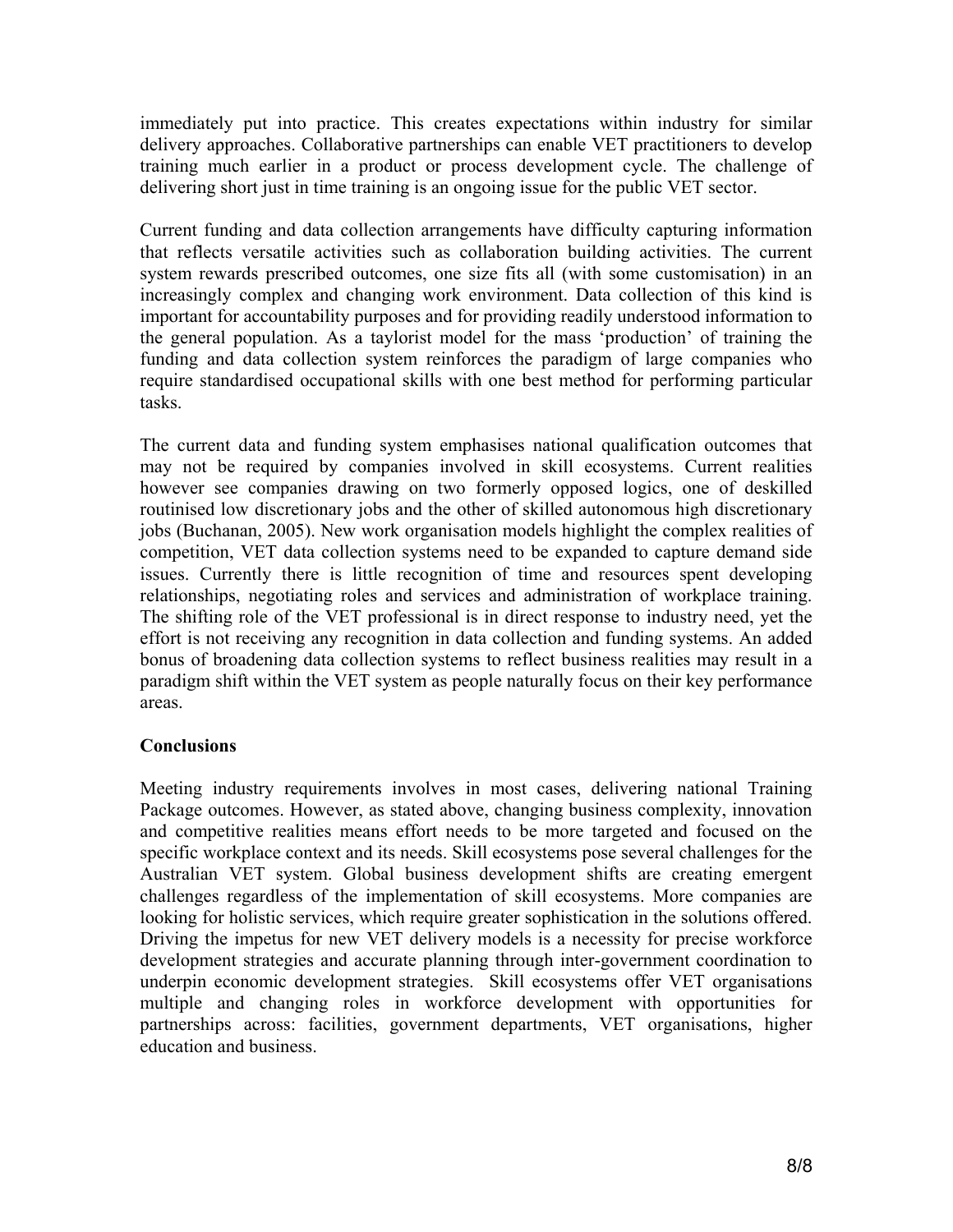immediately put into practice. This creates expectations within industry for similar delivery approaches. Collaborative partnerships can enable VET practitioners to develop training much earlier in a product or process development cycle. The challenge of delivering short just in time training is an ongoing issue for the public VET sector.

Current funding and data collection arrangements have difficulty capturing information that reflects versatile activities such as collaboration building activities. The current system rewards prescribed outcomes, one size fits all (with some customisation) in an increasingly complex and changing work environment. Data collection of this kind is important for accountability purposes and for providing readily understood information to the general population. As a taylorist model for the mass 'production' of training the funding and data collection system reinforces the paradigm of large companies who require standardised occupational skills with one best method for performing particular tasks.

The current data and funding system emphasises national qualification outcomes that may not be required by companies involved in skill ecosystems. Current realities however see companies drawing on two formerly opposed logics, one of deskilled routinised low discretionary jobs and the other of skilled autonomous high discretionary jobs (Buchanan, 2005). New work organisation models highlight the complex realities of competition, VET data collection systems need to be expanded to capture demand side issues. Currently there is little recognition of time and resources spent developing relationships, negotiating roles and services and administration of workplace training. The shifting role of the VET professional is in direct response to industry need, yet the effort is not receiving any recognition in data collection and funding systems. An added bonus of broadening data collection systems to reflect business realities may result in a paradigm shift within the VET system as people naturally focus on their key performance areas.

## Conclusions

Meeting industry requirements involves in most cases, delivering national Training Package outcomes. However, as stated above, changing business complexity, innovation and competitive realities means effort needs to be more targeted and focused on the specific workplace context and its needs. Skill ecosystems pose several challenges for the Australian VET system. Global business development shifts are creating emergent challenges regardless of the implementation of skill ecosystems. More companies are looking for holistic services, which require greater sophistication in the solutions offered. Driving the impetus for new VET delivery models is a necessity for precise workforce development strategies and accurate planning through inter-government coordination to underpin economic development strategies. Skill ecosystems offer VET organisations multiple and changing roles in workforce development with opportunities for partnerships across: facilities, government departments, VET organisations, higher education and business.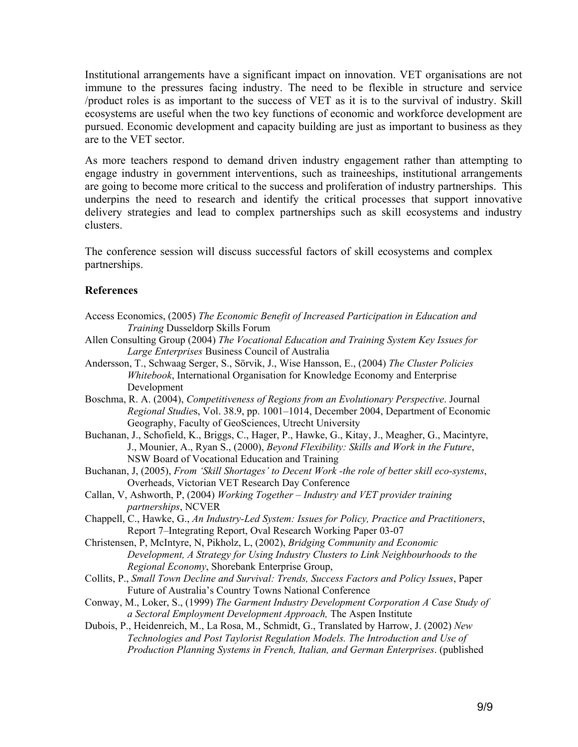Institutional arrangements have a significant impact on innovation. VET organisations are not immune to the pressures facing industry. The need to be flexible in structure and service /product roles is as important to the success of VET as it is to the survival of industry. Skill ecosystems are useful when the two key functions of economic and workforce development are pursued. Economic development and capacity building are just as important to business as they are to the VET sector.

As more teachers respond to demand driven industry engagement rather than attempting to engage industry in government interventions, such as traineeships, institutional arrangements are going to become more critical to the success and proliferation of industry partnerships. This underpins the need to research and identify the critical processes that support innovative delivery strategies and lead to complex partnerships such as skill ecosystems and industry clusters.

The conference session will discuss successful factors of skill ecosystems and complex partnerships.

### References

Access Economics, (2005) *The Economic Benefit of Increased Participation in Education and Training* Dusseldorp Skills Forum

Allen Consulting Group (2004) *The Vocational Education and Training System Key Issues for Large Enterprises* Business Council of Australia

Andersson, T., Schwaag Serger, S., Sörvik, J., Wise Hansson, E., (2004) *The Cluster Policies Whitebook*, International Organisation for Knowledge Economy and Enterprise Development

Boschma, R. A. (2004), *Competitiveness of Regions from an Evolutionary Perspective*. Journal *Regional Studie*s, Vol. 38.9, pp. 1001–1014, December 2004, Department of Economic Geography, Faculty of GeoSciences, Utrecht University

Buchanan, J., Schofield, K., Briggs, C., Hager, P., Hawke, G., Kitay, J., Meagher, G., Macintyre, J., Mounier, A., Ryan S., (2000), *Beyond Flexibility: Skills and Work in the Future*, NSW Board of Vocational Education and Training

Buchanan, J, (2005), *From 'Skill Shortages' to Decent Work -the role of better skill eco-systems*, Overheads, Victorian VET Research Day Conference

Callan, V, Ashworth, P, (2004) *Working Together – Industry and VET provider training partnerships*, NCVER

Chappell, C., Hawke, G., *An Industry-Led System: Issues for Policy, Practice and Practitioners*, Report 7–Integrating Report, Oval Research Working Paper 03-07

Christensen, P, McIntyre, N, Pikholz, L, (2002), *Bridging Community and Economic Development, A Strategy for Using Industry Clusters to Link Neighbourhoods to the Regional Economy*, Shorebank Enterprise Group,

Collits, P., *Small Town Decline and Survival: Trends, Success Factors and Policy Issues*, Paper Future of Australia's Country Towns National Conference

Conway, M., Loker, S., (1999) *The Garment Industry Development Corporation A Case Study of a Sectoral Employment Development Approach,* The Aspen Institute

Dubois, P., Heidenreich, M., La Rosa, M., Schmidt, G., Translated by Harrow, J. (2002) *New Technologies and Post Taylorist Regulation Models. The Introduction and Use of Production Planning Systems in French, Italian, and German Enterprises*. (published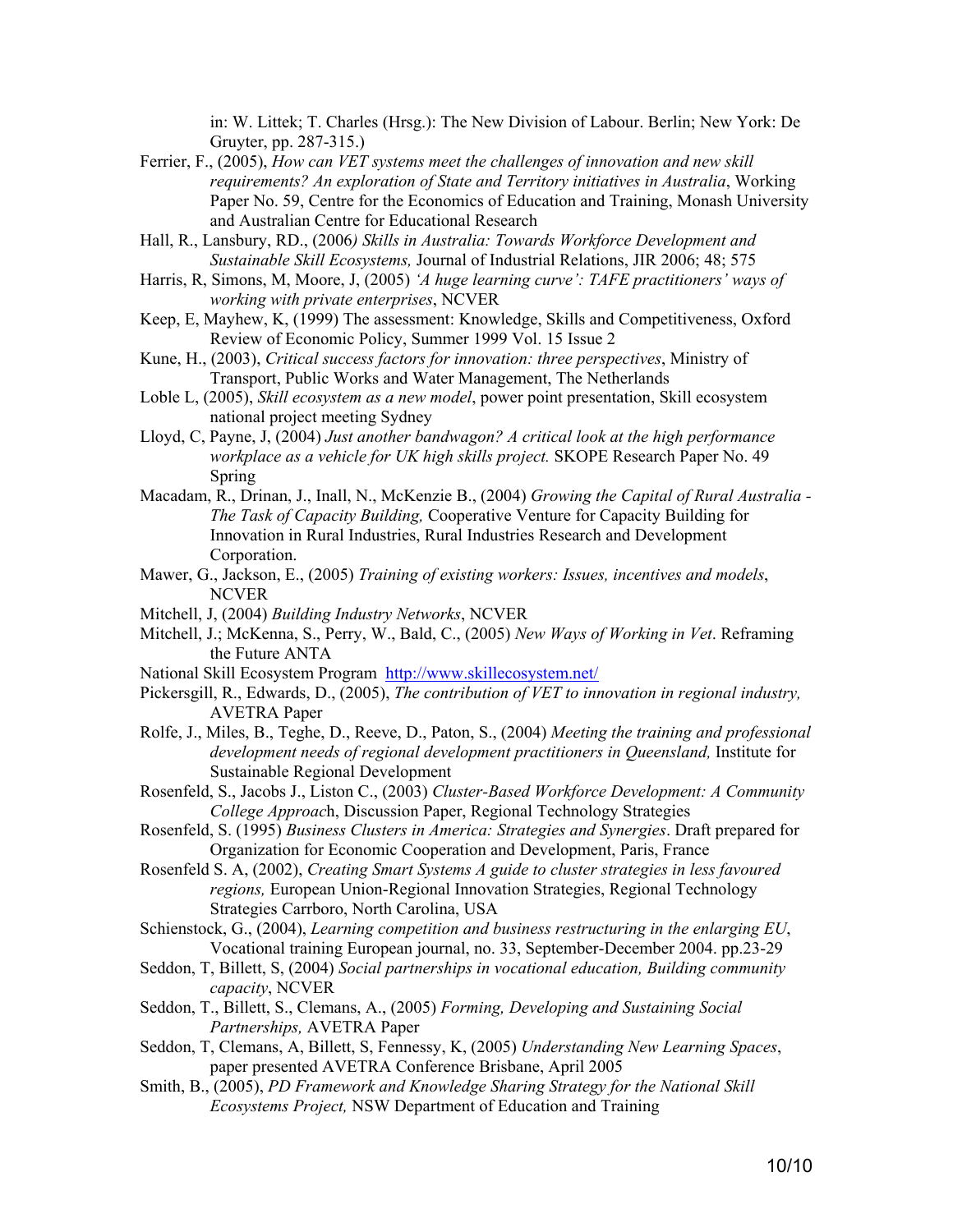in: W. Littek; T. Charles (Hrsg.): The New Division of Labour. Berlin; New York: De Gruyter, pp. 287-315.)

Ferrier, F., (2005), *How can VET systems meet the challenges of innovation and new skill requirements? An exploration of State and Territory initiatives in Australia*, Working Paper No. 59, Centre for the Economics of Education and Training, Monash University and Australian Centre for Educational Research

Hall, R., Lansbury, RD., (2006*) Skills in Australia: Towards Workforce Development and Sustainable Skill Ecosystems,* Journal of Industrial Relations, JIR 2006; 48; 575

Harris, R, Simons, M, Moore, J, (2005) *'A huge learning curve': TAFE practitioners' ways of working with private enterprises*, NCVER

Keep, E, Mayhew, K, (1999) The assessment: Knowledge, Skills and Competitiveness, Oxford Review of Economic Policy, Summer 1999 Vol. 15 Issue 2

Kune, H., (2003), *Critical success factors for innovation: three perspectives*, Ministry of Transport, Public Works and Water Management, The Netherlands

Loble L, (2005), *Skill ecosystem as a new model*, power point presentation, Skill ecosystem national project meeting Sydney

Lloyd, C, Payne, J, (2004) *Just another bandwagon? A critical look at the high performance workplace as a vehicle for UK high skills project.* SKOPE Research Paper No. 49 Spring

Macadam, R., Drinan, J., Inall, N., McKenzie B., (2004) *Growing the Capital of Rural Australia - The Task of Capacity Building,* Cooperative Venture for Capacity Building for Innovation in Rural Industries, Rural Industries Research and Development Corporation.

Mawer, G., Jackson, E., (2005) *Training of existing workers: Issues, incentives and models*, NCVER

Mitchell, J, (2004) *Building Industry Networks*, NCVER

Mitchell, J.; McKenna, S., Perry, W., Bald, C., (2005) *New Ways of Working in Vet*. Reframing the Future ANTA

National Skill Ecosystem Program http://www.skillecosystem.net/

Pickersgill, R., Edwards, D., (2005), *The contribution of VET to innovation in regional industry,* AVETRA Paper

Rolfe, J., Miles, B., Teghe, D., Reeve, D., Paton, S., (2004) *Meeting the training and professional development needs of regional development practitioners in Queensland,* Institute for Sustainable Regional Development

Rosenfeld, S., Jacobs J., Liston C., (2003) *Cluster-Based Workforce Development: A Community College Approac*h, Discussion Paper, Regional Technology Strategies

Rosenfeld, S. (1995) *Business Clusters in America: Strategies and Synergies*. Draft prepared for Organization for Economic Cooperation and Development, Paris, France

Rosenfeld S. A, (2002), *Creating Smart Systems A guide to cluster strategies in less favoured regions,* European Union-Regional Innovation Strategies, Regional Technology Strategies Carrboro, North Carolina, USA

Schienstock, G., (2004), *Learning competition and business restructuring in the enlarging EU*, Vocational training European journal, no. 33, September-December 2004. pp.23-29

Seddon, T, Billett, S, (2004) *Social partnerships in vocational education, Building community capacity*, NCVER

Seddon, T., Billett, S., Clemans, A., (2005) *Forming, Developing and Sustaining Social Partnerships,* AVETRA Paper

Seddon, T, Clemans, A, Billett, S, Fennessy, K, (2005) *Understanding New Learning Spaces*, paper presented AVETRA Conference Brisbane, April 2005

Smith, B., (2005), *PD Framework and Knowledge Sharing Strategy for the National Skill Ecosystems Project,* NSW Department of Education and Training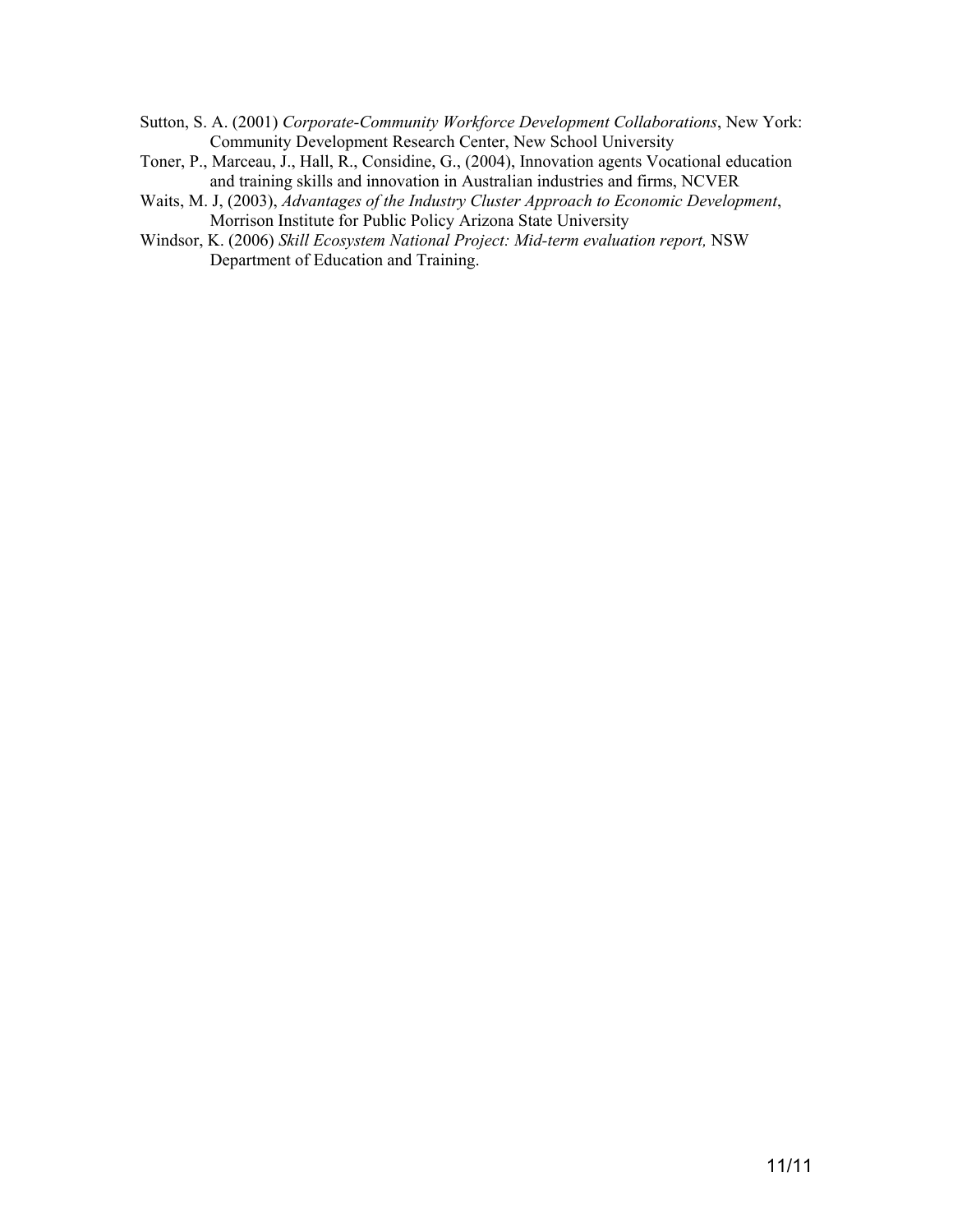Sutton, S. A. (2001) *Corporate-Community Workforce Development Collaborations*, New York: Community Development Research Center, New School University

Toner, P., Marceau, J., Hall, R., Considine, G., (2004), Innovation agents Vocational education and training skills and innovation in Australian industries and firms, NCVER

Waits, M. J, (2003), *Advantages of the Industry Cluster Approach to Economic Development*, Morrison Institute for Public Policy Arizona State University

Windsor, K. (2006) *Skill Ecosystem National Project: Mid-term evaluation report,* NSW Department of Education and Training.